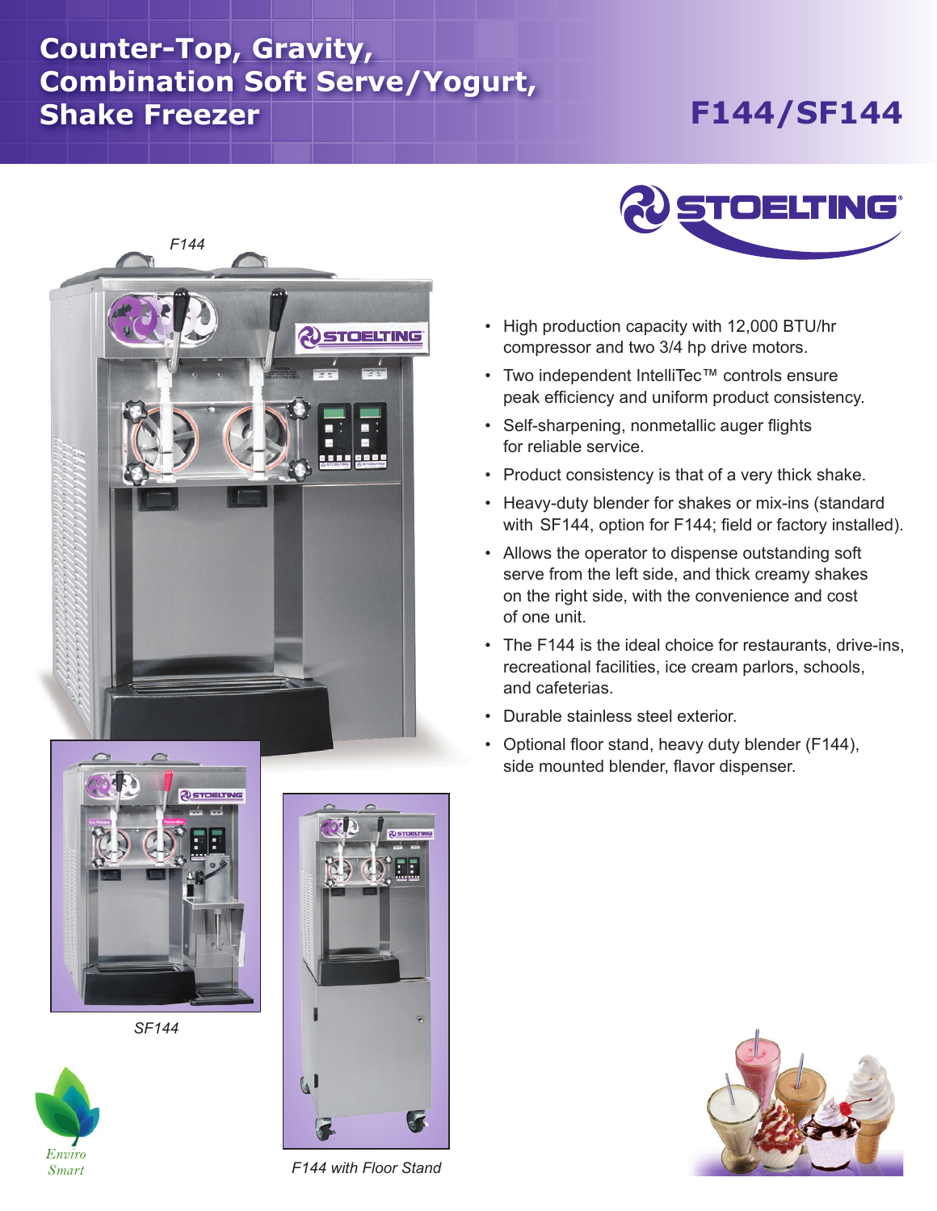# Counter-Top, Gravity, Combination Soft Serve/Yogurt, Shake Freezer

# F144/SF144

STOELTING

F144

- High production capacity with 12,000 BTU/hr compressor and two 3/4 hp drive motors.
- Two independent IntelliTec™ controls ensure peak efficiency and uniform product consistency.
- Self-sharpening, nonmetallic auger flights for reliable service.
- Product consistency is that of a very thick shake.
- Heavy-duty blender for shakes or mix-ins (standard with SF144, option for F144; field or factory installed).
- Allows the operator to dispense outstanding soft serve from the left side, and thick creamy shakes on the right side, with the convenience and cost of one unit.
- The F144 is the ideal choice for restaurants, drive-ins, recreational facilities, ice cream parlors, schools, and cafeterias.
- Durable stainless steel exterior.
- Optional floor stand, heavy duty blender (F144), side mounted blender, flavor dispenser.

*SF144*

*F144 with Floor Stand*

*Enviro Smart*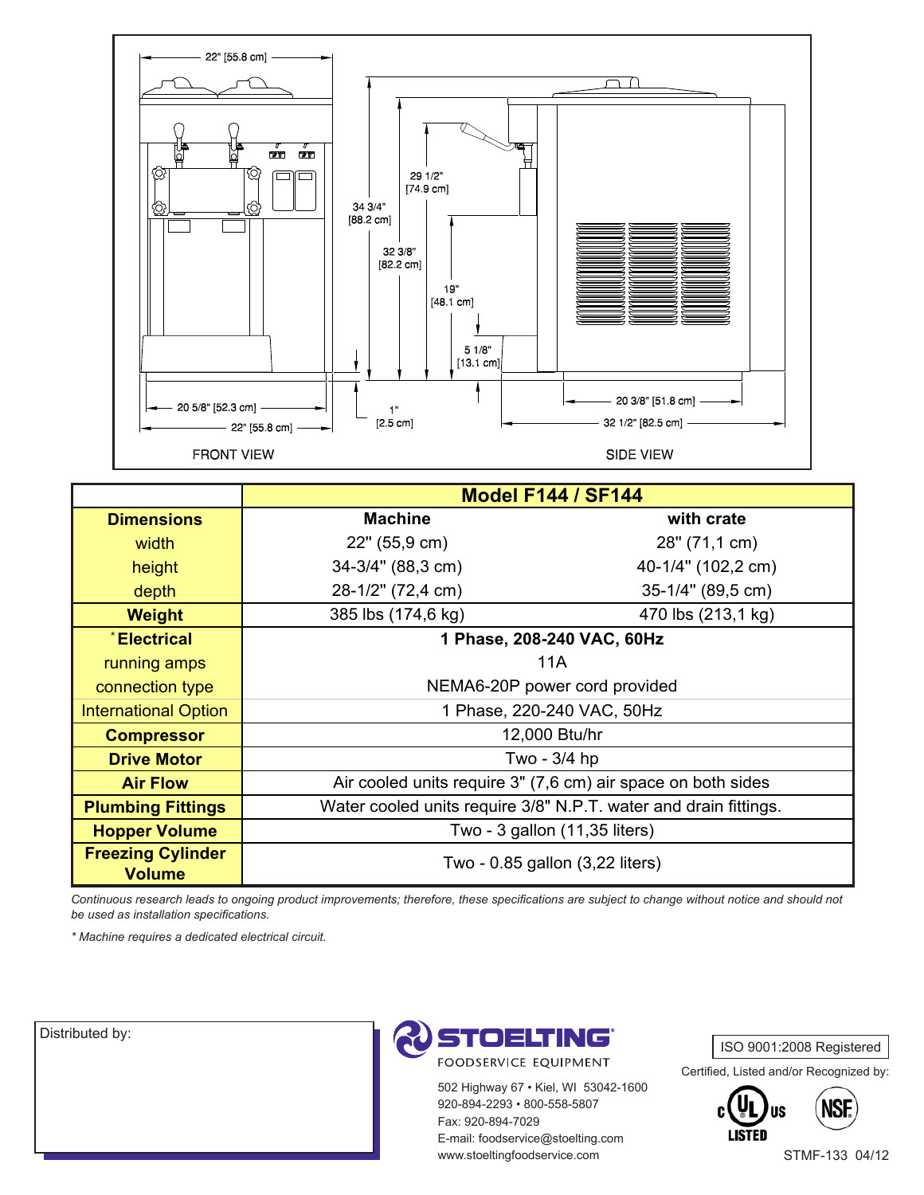22" [55.8 cm]

34 3/4" [88.2 cm]

29 1/2" [74.9 cm]

32 3/8" [82.2 cm]

19" [48.1 cm]

5 1/8" [13.1 cm]

1" [2.5 cm]

20 5/8" [52.3 cm]

22" [55.8 cm]

20 3/8" [51.8 cm]

32 1/2" [82.5 cm]

FRONT VIEW

SIDE VIEW

| | Model F144 / SF144 | |
|---|---|---|
| **Dimensions** | **Machine** | **with crate** |
| width | 22" (55,9 cm) | 28" (71,1 cm) |
| height | 34-3/4" (88,3 cm) | 40-1/4" (102,2 cm) |
| depth | 28-1/2" (72,4 cm) | 35-1/4" (89,5 cm) |
| **Weight** | 385 lbs (174,6 kg) | 470 lbs (213,1 kg) |
| ***Electrical** | **1 Phase, 208-240 VAC, 60Hz** | |
| running amps | 11A | |
| connection type | NEMA6-20P power cord provided | |
| International Option | 1 Phase, 220-240 VAC, 50Hz | |
| **Compressor** | 12,000 Btu/hr | |
| **Drive Motor** | Two - 3/4 hp | |
| **Air Flow** | Air cooled units require 3" (7,6 cm) air space on both sides | |
| **Plumbing Fittings** | Water cooled units require 3/8" N.P.T. water and drain fittings. | |
| **Hopper Volume** | Two - 3 gallon (11,35 liters) | |
| **Freezing Cylinder Volume** | Two - 0.85 gallon (3,22 liters) | |

*Continuous research leads to ongoing product improvements; therefore, these specifications are subject to change without notice and should not be used as installation specifications.*

*\* Machine requires a dedicated electrical circuit.*

Distributed by:

STOELTING®
FOODSERVICE EQUIPMENT

502 Highway 67 • Kiel, WI 53042-1600
920-894-2293 • 800-558-5807
Fax: 920-894-7029
E-mail: foodservice@stoelting.com
www.stoeltingfoodservice.com

ISO 9001:2008 Registered

Certified, Listed and/or Recognized by:

c UL us LISTED

NSF

STMF-133 04/12